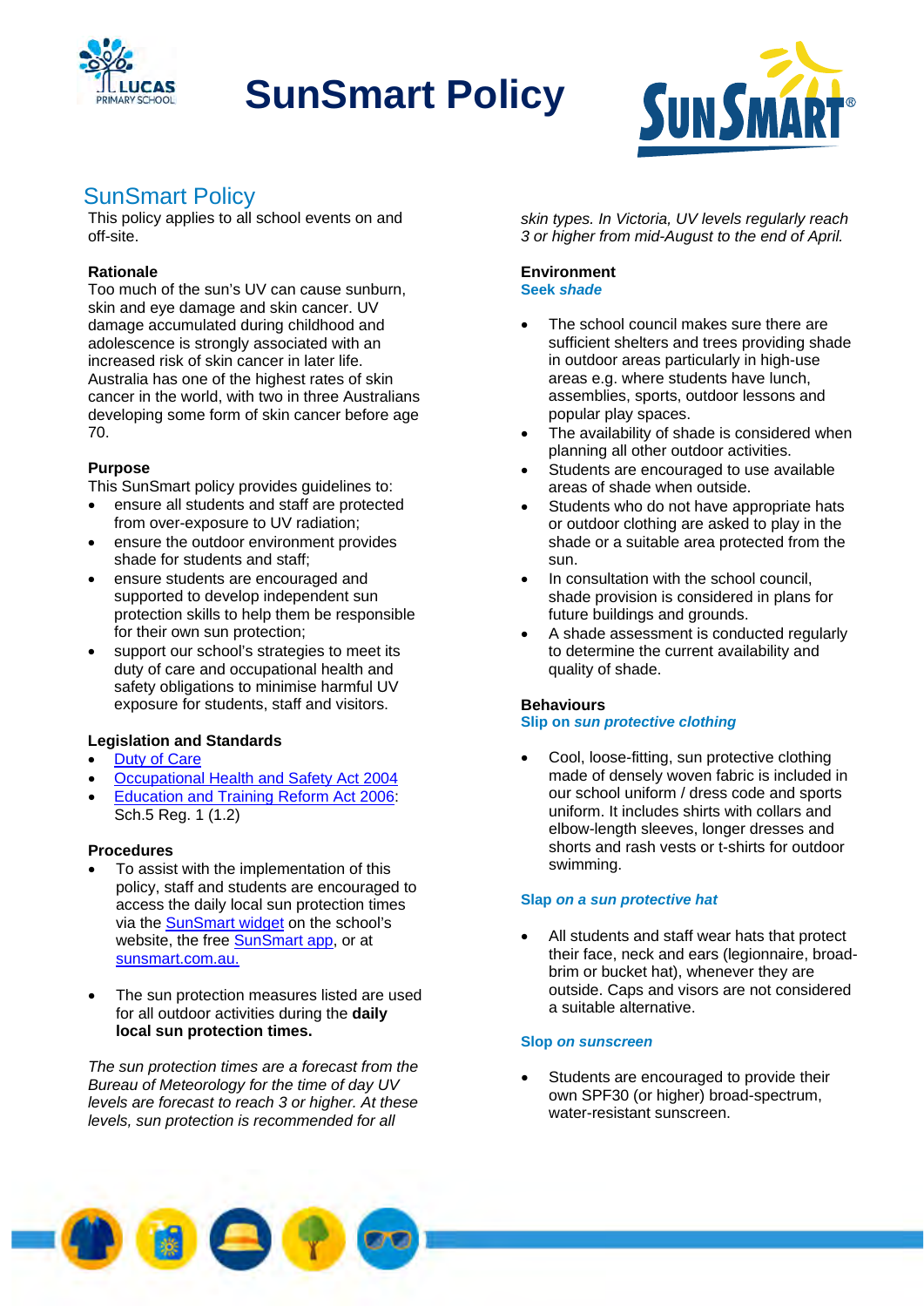# SunSmart Policy

## SunSmart Policy

This policy applies to all school events on and off-site.

### Rationale

Too much of the sun's UV can cause sunburn, skin and eye damage and skin cancer. UV damage accumulated during childhood and adolescence is strongly associated with an increased risk of skin cancer in later life. Australia has one of the highest rates of skin cancer in the world, with two in three Australians developing some form of skin cancer before age 70.

### Purpose

This SunSmart policy provides guidelines to:

- ensure all students and staff are protected from over-exposure to UV radiation;
- ensure the outdoor environment provides shade for students and staff;
- ensure students are encouraged and supported to develop independent sun protection skills to help them be responsible for their own sun protection;
- support our school's strategies to meet its duty of care and occupational health and safety obligations to minimise harmful UV exposure for students, staff and visitors.

### Legislation and Standards

- Duty of Care
- Occupational Health and Safety Act 2004
- Education and Training Reform Act 2006: Sch.5 Reg. 1 (1.2)

### Procedures

- To assist with the implementation of this policy, staff and students are encouraged to access the daily local sun protection times via the SunSmart widget on the school's website, the free SunSmart app, or at sunsmart.com.au.

- The sun protection measures listed are used for all outdoor activities during the **daily local sun protection times.**

*The sun protection times are a forecast from the Bureau of Meteorology for the time of day UV levels are forecast to reach 3 or higher. At these levels, sun protection is recommended for all skin types. In Victoria, UV levels regularly reach 3 or higher from mid-August to the end of April.*

### Environment

**Seek *shade***

- The school council makes sure there are sufficient shelters and trees providing shade in outdoor areas particularly in high-use areas e.g. where students have lunch, assemblies, sports, outdoor lessons and popular play spaces.
- The availability of shade is considered when planning all other outdoor activities.
- Students are encouraged to use available areas of shade when outside.
- Students who do not have appropriate hats or outdoor clothing are asked to play in the shade or a suitable area protected from the sun.
- In consultation with the school council, shade provision is considered in plans for future buildings and grounds.
- A shade assessment is conducted regularly to determine the current availability and quality of shade.

### Behaviours

**Slip on *sun protective clothing***

- Cool, loose-fitting, sun protective clothing made of densely woven fabric is included in our school uniform / dress code and sports uniform. It includes shirts with collars and elbow-length sleeves, longer dresses and shorts and rash vests or t-shirts for outdoor swimming.

**Slap *on a sun protective hat***

- All students and staff wear hats that protect their face, neck and ears (legionnaire, broad-brim or bucket hat), whenever they are outside. Caps and visors are not considered a suitable alternative.

**Slop *on sunscreen***

- Students are encouraged to provide their own SPF30 (or higher) broad-spectrum, water-resistant sunscreen.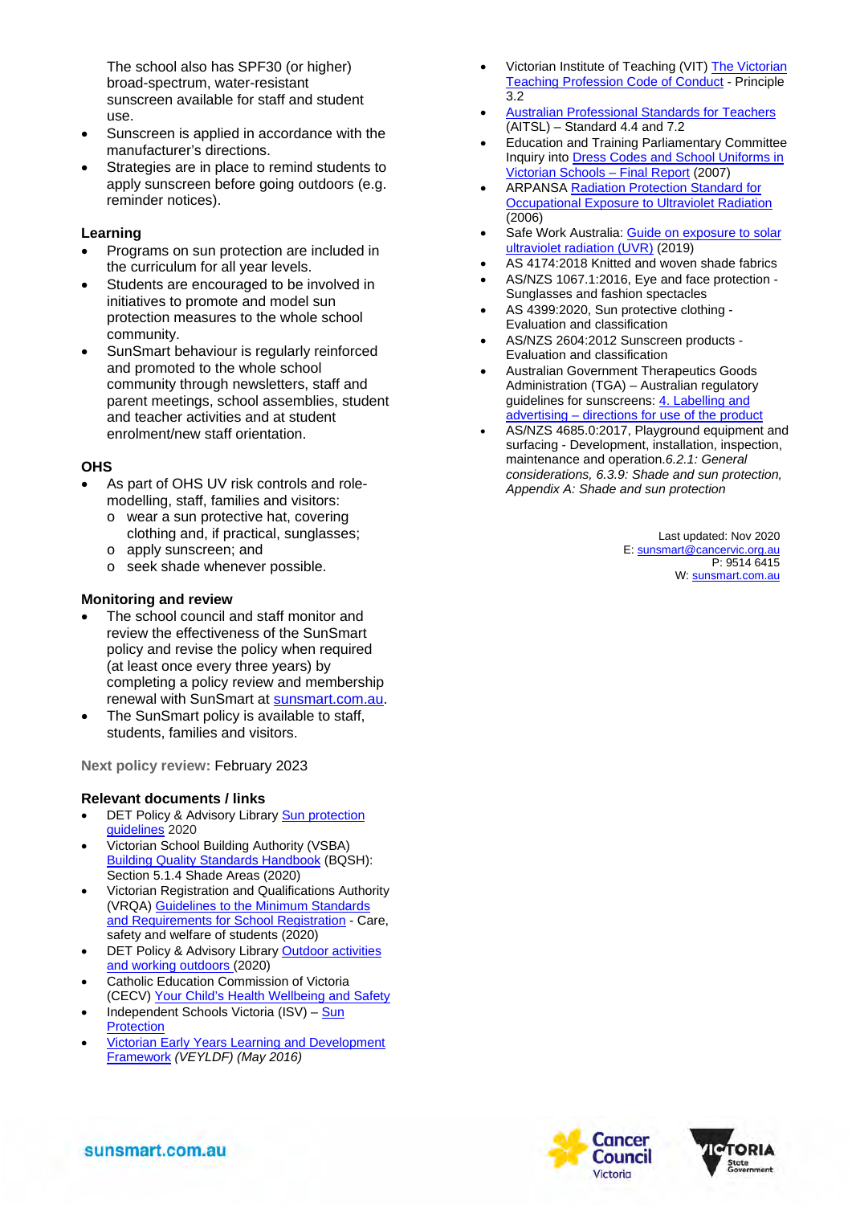The school also has SPF30 (or higher) broad-spectrum, water-resistant sunscreen available for staff and student use.

- Sunscreen is applied in accordance with the manufacturer's directions.
- Strategies are in place to remind students to apply sunscreen before going outdoors (e.g. reminder notices).

**Learning**

- Programs on sun protection are included in the curriculum for all year levels.
- Students are encouraged to be involved in initiatives to promote and model sun protection measures to the whole school community.
- SunSmart behaviour is regularly reinforced and promoted to the whole school community through newsletters, staff and parent meetings, school assemblies, student and teacher activities and at student enrolment/new staff orientation.

**OHS**

- As part of OHS UV risk controls and role-modelling, staff, families and visitors:
  - wear a sun protective hat, covering clothing and, if practical, sunglasses;
  - apply sunscreen; and
  - seek shade whenever possible.

**Monitoring and review**

- The school council and staff monitor and review the effectiveness of the SunSmart policy and revise the policy when required (at least once every three years) by completing a policy review and membership renewal with SunSmart at sunsmart.com.au.
- The SunSmart policy is available to staff, students, families and visitors.

**Next policy review:** February 2023

**Relevant documents / links**

- DET Policy & Advisory Library Sun protection guidelines 2020
- Victorian School Building Authority (VSBA) Building Quality Standards Handbook (BQSH): Section 5.1.4 Shade Areas (2020)
- Victorian Registration and Qualifications Authority (VRQA) Guidelines to the Minimum Standards and Requirements for School Registration - Care, safety and welfare of students (2020)
- DET Policy & Advisory Library Outdoor activities and working outdoors (2020)
- Catholic Education Commission of Victoria (CECV) Your Child's Health Wellbeing and Safety
- Independent Schools Victoria (ISV) – Sun Protection
- Victorian Early Years Learning and Development Framework *(VEYLDF) (May 2016)*
- Victorian Institute of Teaching (VIT) The Victorian Teaching Profession Code of Conduct - Principle 3.2
- Australian Professional Standards for Teachers (AITSL) – Standard 4.4 and 7.2
- Education and Training Parliamentary Committee Inquiry into Dress Codes and School Uniforms in Victorian Schools – Final Report (2007)
- ARPANSA Radiation Protection Standard for Occupational Exposure to Ultraviolet Radiation (2006)
- Safe Work Australia: Guide on exposure to solar ultraviolet radiation (UVR) (2019)
- AS 4174:2018 Knitted and woven shade fabrics
- AS/NZS 1067.1:2016, Eye and face protection - Sunglasses and fashion spectacles
- AS 4399:2020, Sun protective clothing - Evaluation and classification
- AS/NZS 2604:2012 Sunscreen products - Evaluation and classification
- Australian Government Therapeutics Goods Administration (TGA) – Australian regulatory guidelines for sunscreens: 4. Labelling and advertising – directions for use of the product
- AS/NZS 4685.0:2017, Playground equipment and surfacing - Development, installation, inspection, maintenance and operation.*6.2.1: General considerations, 6.3.9: Shade and sun protection, Appendix A: Shade and sun protection*

Last updated: Nov 2020
E: sunsmart@cancervic.org.au
P: 9514 6415
W: sunsmart.com.au